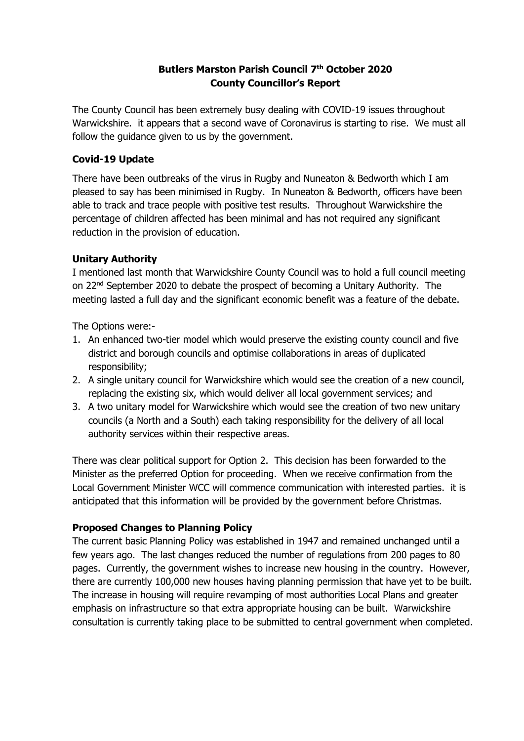# Butlers Marston Parish Council 7th October 2020
# County Councillor's Report

The County Council has been extremely busy dealing with COVID-19 issues throughout Warwickshire. it appears that a second wave of Coronavirus is starting to rise. We must all follow the guidance given to us by the government.

## Covid-19 Update

There have been outbreaks of the virus in Rugby and Nuneaton & Bedworth which I am pleased to say has been minimised in Rugby. In Nuneaton & Bedworth, officers have been able to track and trace people with positive test results. Throughout Warwickshire the percentage of children affected has been minimal and has not required any significant reduction in the provision of education.

## Unitary Authority

I mentioned last month that Warwickshire County Council was to hold a full council meeting on 22nd September 2020 to debate the prospect of becoming a Unitary Authority. The meeting lasted a full day and the significant economic benefit was a feature of the debate.

The Options were:-

1. An enhanced two-tier model which would preserve the existing county council and five district and borough councils and optimise collaborations in areas of duplicated responsibility;
2. A single unitary council for Warwickshire which would see the creation of a new council, replacing the existing six, which would deliver all local government services; and
3. A two unitary model for Warwickshire which would see the creation of two new unitary councils (a North and a South) each taking responsibility for the delivery of all local authority services within their respective areas.

There was clear political support for Option 2. This decision has been forwarded to the Minister as the preferred Option for proceeding. When we receive confirmation from the Local Government Minister WCC will commence communication with interested parties. it is anticipated that this information will be provided by the government before Christmas.

## Proposed Changes to Planning Policy

The current basic Planning Policy was established in 1947 and remained unchanged until a few years ago. The last changes reduced the number of regulations from 200 pages to 80 pages. Currently, the government wishes to increase new housing in the country. However, there are currently 100,000 new houses having planning permission that have yet to be built. The increase in housing will require revamping of most authorities Local Plans and greater emphasis on infrastructure so that extra appropriate housing can be built. Warwickshire consultation is currently taking place to be submitted to central government when completed.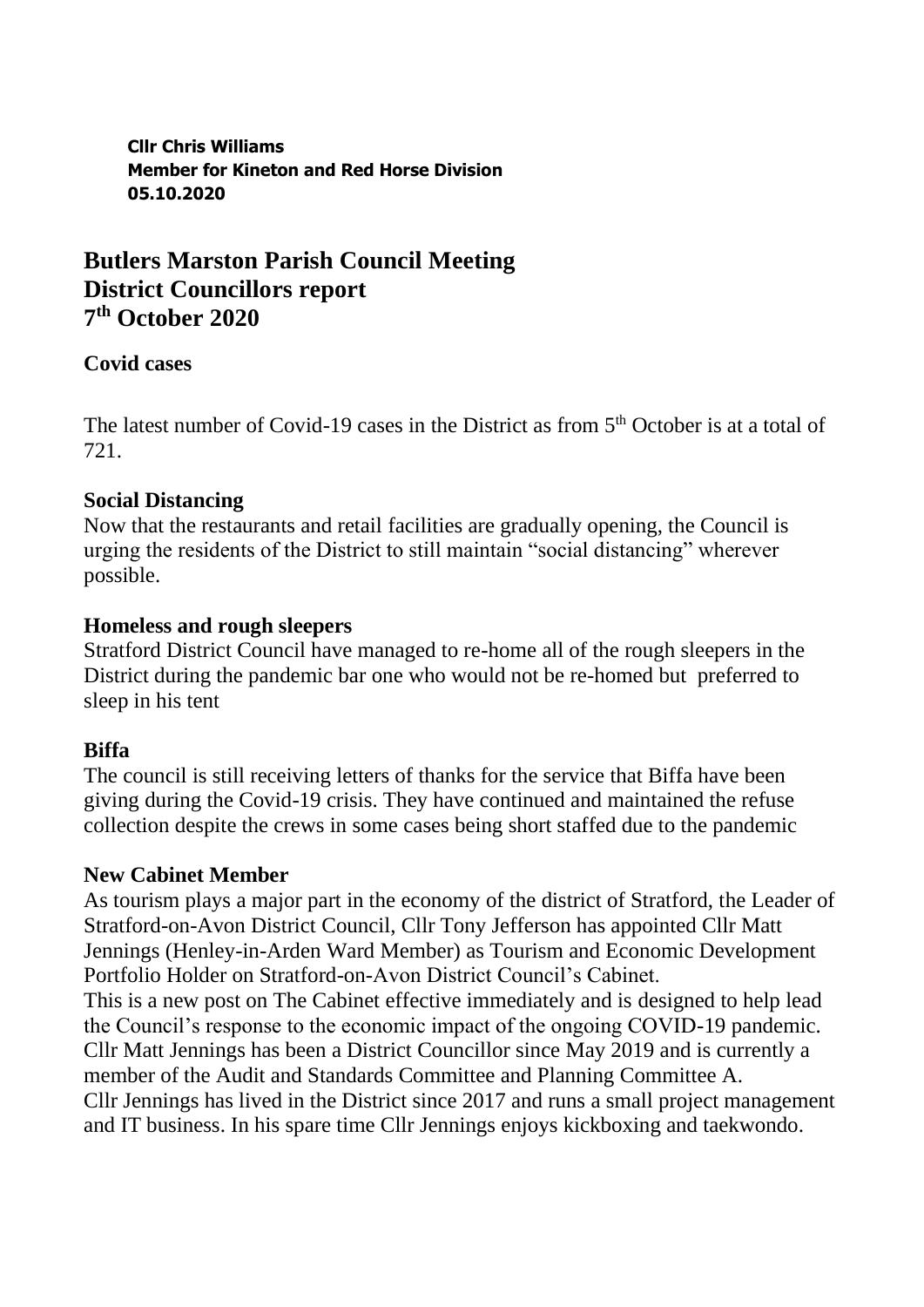**Cllr Chris Williams**
**Member for Kineton and Red Horse Division**
**05.10.2020**

# Butlers Marston Parish Council Meeting District Councillors report 7th October 2020

## Covid cases

The latest number of Covid-19 cases in the District as from 5th October is at a total of 721.

## Social Distancing

Now that the restaurants and retail facilities are gradually opening, the Council is urging the residents of the District to still maintain "social distancing" wherever possible.

## Homeless and rough sleepers

Stratford District Council have managed to re-home all of the rough sleepers in the District during the pandemic bar one who would not be re-homed but preferred to sleep in his tent

## Biffa

The council is still receiving letters of thanks for the service that Biffa have been giving during the Covid-19 crisis. They have continued and maintained the refuse collection despite the crews in some cases being short staffed due to the pandemic

## New Cabinet Member

As tourism plays a major part in the economy of the district of Stratford, the Leader of Stratford-on-Avon District Council, Cllr Tony Jefferson has appointed Cllr Matt Jennings (Henley-in-Arden Ward Member) as Tourism and Economic Development Portfolio Holder on Stratford-on-Avon District Council's Cabinet.

This is a new post on The Cabinet effective immediately and is designed to help lead the Council's response to the economic impact of the ongoing COVID-19 pandemic.

Cllr Matt Jennings has been a District Councillor since May 2019 and is currently a member of the Audit and Standards Committee and Planning Committee A.

Cllr Jennings has lived in the District since 2017 and runs a small project management and IT business. In his spare time Cllr Jennings enjoys kickboxing and taekwondo.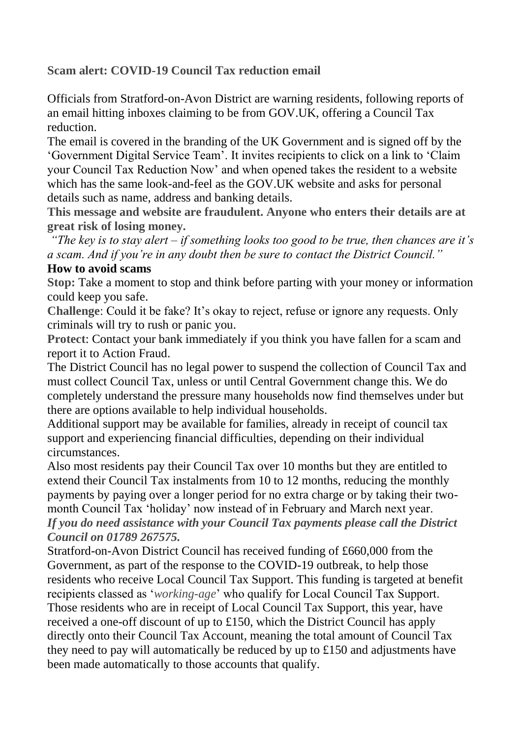**Scam alert: COVID-19 Council Tax reduction email**

Officials from Stratford-on-Avon District are warning residents, following reports of an email hitting inboxes claiming to be from GOV.UK, offering a Council Tax reduction.

The email is covered in the branding of the UK Government and is signed off by the 'Government Digital Service Team'. It invites recipients to click on a link to 'Claim your Council Tax Reduction Now' and when opened takes the resident to a website which has the same look-and-feel as the GOV.UK website and asks for personal details such as name, address and banking details.

**This message and website are fraudulent. Anyone who enters their details are at great risk of losing money.**

*"The key is to stay alert – if something looks too good to be true, then chances are it's a scam. And if you're in any doubt then be sure to contact the District Council."*

**How to avoid scams**

**Stop:** Take a moment to stop and think before parting with your money or information could keep you safe.

**Challenge**: Could it be fake? It's okay to reject, refuse or ignore any requests. Only criminals will try to rush or panic you.

**Protect**: Contact your bank immediately if you think you have fallen for a scam and report it to Action Fraud.

The District Council has no legal power to suspend the collection of Council Tax and must collect Council Tax, unless or until Central Government change this. We do completely understand the pressure many households now find themselves under but there are options available to help individual households.

Additional support may be available for families, already in receipt of council tax support and experiencing financial difficulties, depending on their individual circumstances.

Also most residents pay their Council Tax over 10 months but they are entitled to extend their Council Tax instalments from 10 to 12 months, reducing the monthly payments by paying over a longer period for no extra charge or by taking their two-month Council Tax 'holiday' now instead of in February and March next year.

***If you do need assistance with your Council Tax payments please call the District Council on 01789 267575.***

Stratford-on-Avon District Council has received funding of £660,000 from the Government, as part of the response to the COVID-19 outbreak, to help those residents who receive Local Council Tax Support. This funding is targeted at benefit recipients classed as '*working-age*' who qualify for Local Council Tax Support. Those residents who are in receipt of Local Council Tax Support, this year, have received a one-off discount of up to £150, which the District Council has apply directly onto their Council Tax Account, meaning the total amount of Council Tax they need to pay will automatically be reduced by up to £150 and adjustments have been made automatically to those accounts that qualify.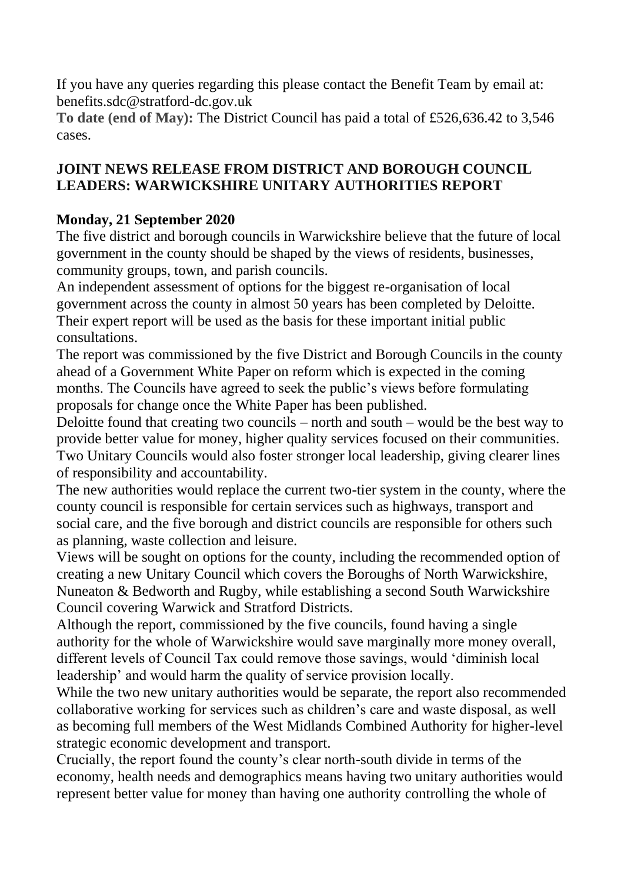If you have any queries regarding this please contact the Benefit Team by email at: benefits.sdc@stratford-dc.gov.uk

**To date (end of May):** The District Council has paid a total of £526,636.42 to 3,546 cases.

## JOINT NEWS RELEASE FROM DISTRICT AND BOROUGH COUNCIL LEADERS: WARWICKSHIRE UNITARY AUTHORITIES REPORT

**Monday, 21 September 2020**

The five district and borough councils in Warwickshire believe that the future of local government in the county should be shaped by the views of residents, businesses, community groups, town, and parish councils.

An independent assessment of options for the biggest re-organisation of local government across the county in almost 50 years has been completed by Deloitte. Their expert report will be used as the basis for these important initial public consultations.

The report was commissioned by the five District and Borough Councils in the county ahead of a Government White Paper on reform which is expected in the coming months. The Councils have agreed to seek the public's views before formulating proposals for change once the White Paper has been published.

Deloitte found that creating two councils – north and south – would be the best way to provide better value for money, higher quality services focused on their communities. Two Unitary Councils would also foster stronger local leadership, giving clearer lines of responsibility and accountability.

The new authorities would replace the current two-tier system in the county, where the county council is responsible for certain services such as highways, transport and social care, and the five borough and district councils are responsible for others such as planning, waste collection and leisure.

Views will be sought on options for the county, including the recommended option of creating a new Unitary Council which covers the Boroughs of North Warwickshire, Nuneaton & Bedworth and Rugby, while establishing a second South Warwickshire Council covering Warwick and Stratford Districts.

Although the report, commissioned by the five councils, found having a single authority for the whole of Warwickshire would save marginally more money overall, different levels of Council Tax could remove those savings, would 'diminish local leadership' and would harm the quality of service provision locally.

While the two new unitary authorities would be separate, the report also recommended collaborative working for services such as children's care and waste disposal, as well as becoming full members of the West Midlands Combined Authority for higher-level strategic economic development and transport.

Crucially, the report found the county's clear north-south divide in terms of the economy, health needs and demographics means having two unitary authorities would represent better value for money than having one authority controlling the whole of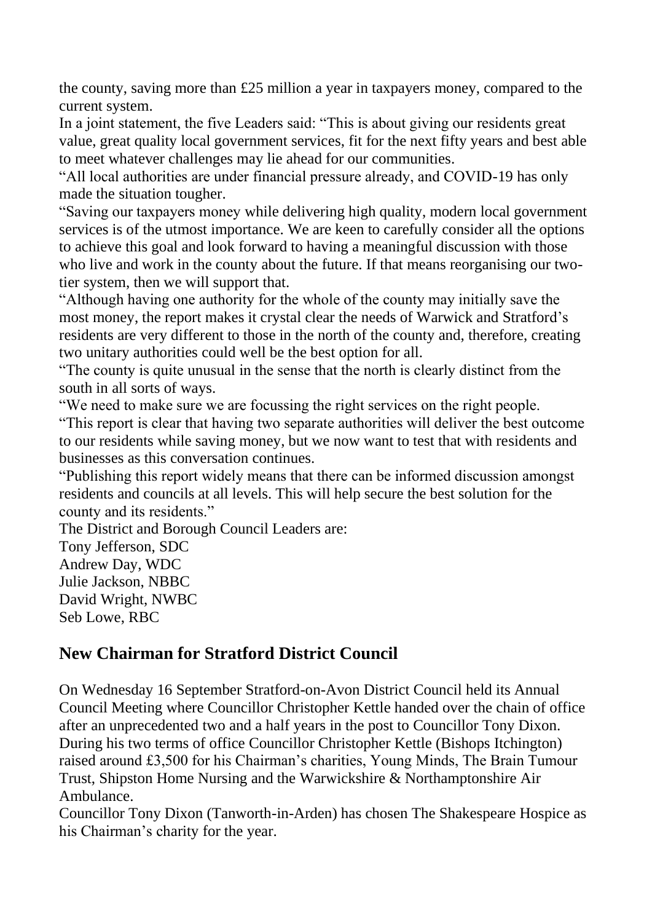the county, saving more than £25 million a year in taxpayers money, compared to the current system.

In a joint statement, the five Leaders said: "This is about giving our residents great value, great quality local government services, fit for the next fifty years and best able to meet whatever challenges may lie ahead for our communities.

"All local authorities are under financial pressure already, and COVID-19 has only made the situation tougher.

"Saving our taxpayers money while delivering high quality, modern local government services is of the utmost importance. We are keen to carefully consider all the options to achieve this goal and look forward to having a meaningful discussion with those who live and work in the county about the future. If that means reorganising our two-tier system, then we will support that.

"Although having one authority for the whole of the county may initially save the most money, the report makes it crystal clear the needs of Warwick and Stratford's residents are very different to those in the north of the county and, therefore, creating two unitary authorities could well be the best option for all.

"The county is quite unusual in the sense that the north is clearly distinct from the south in all sorts of ways.

"We need to make sure we are focussing the right services on the right people.

"This report is clear that having two separate authorities will deliver the best outcome to our residents while saving money, but we now want to test that with residents and businesses as this conversation continues.

"Publishing this report widely means that there can be informed discussion amongst residents and councils at all levels. This will help secure the best solution for the county and its residents."

The District and Borough Council Leaders are:

Tony Jefferson, SDC
Andrew Day, WDC
Julie Jackson, NBBC
David Wright, NWBC
Seb Lowe, RBC

## New Chairman for Stratford District Council

On Wednesday 16 September Stratford-on-Avon District Council held its Annual Council Meeting where Councillor Christopher Kettle handed over the chain of office after an unprecedented two and a half years in the post to Councillor Tony Dixon.

During his two terms of office Councillor Christopher Kettle (Bishops Itchington) raised around £3,500 for his Chairman's charities, Young Minds, The Brain Tumour Trust, Shipston Home Nursing and the Warwickshire & Northamptonshire Air Ambulance.

Councillor Tony Dixon (Tanworth-in-Arden) has chosen The Shakespeare Hospice as his Chairman's charity for the year.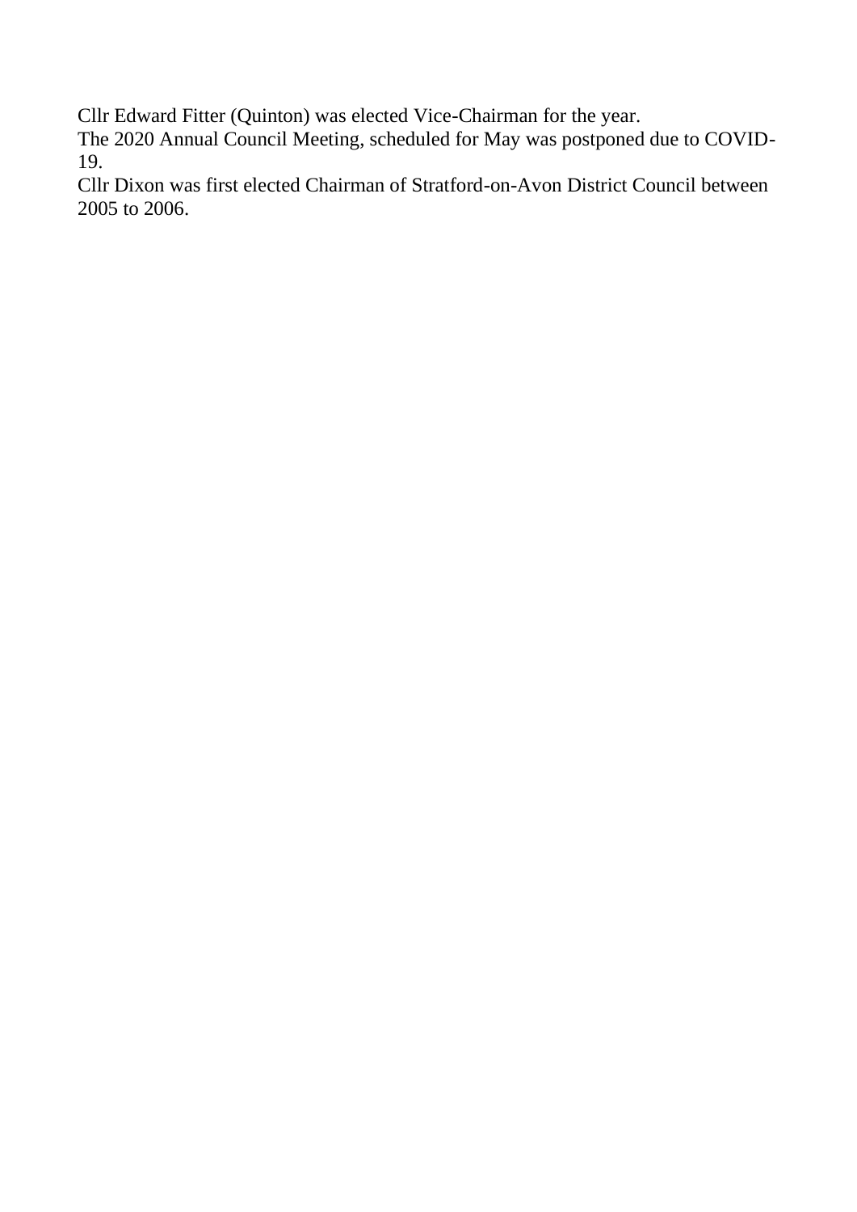Cllr Edward Fitter (Quinton) was elected Vice-Chairman for the year.

The 2020 Annual Council Meeting, scheduled for May was postponed due to COVID-19.

Cllr Dixon was first elected Chairman of Stratford-on-Avon District Council between 2005 to 2006.